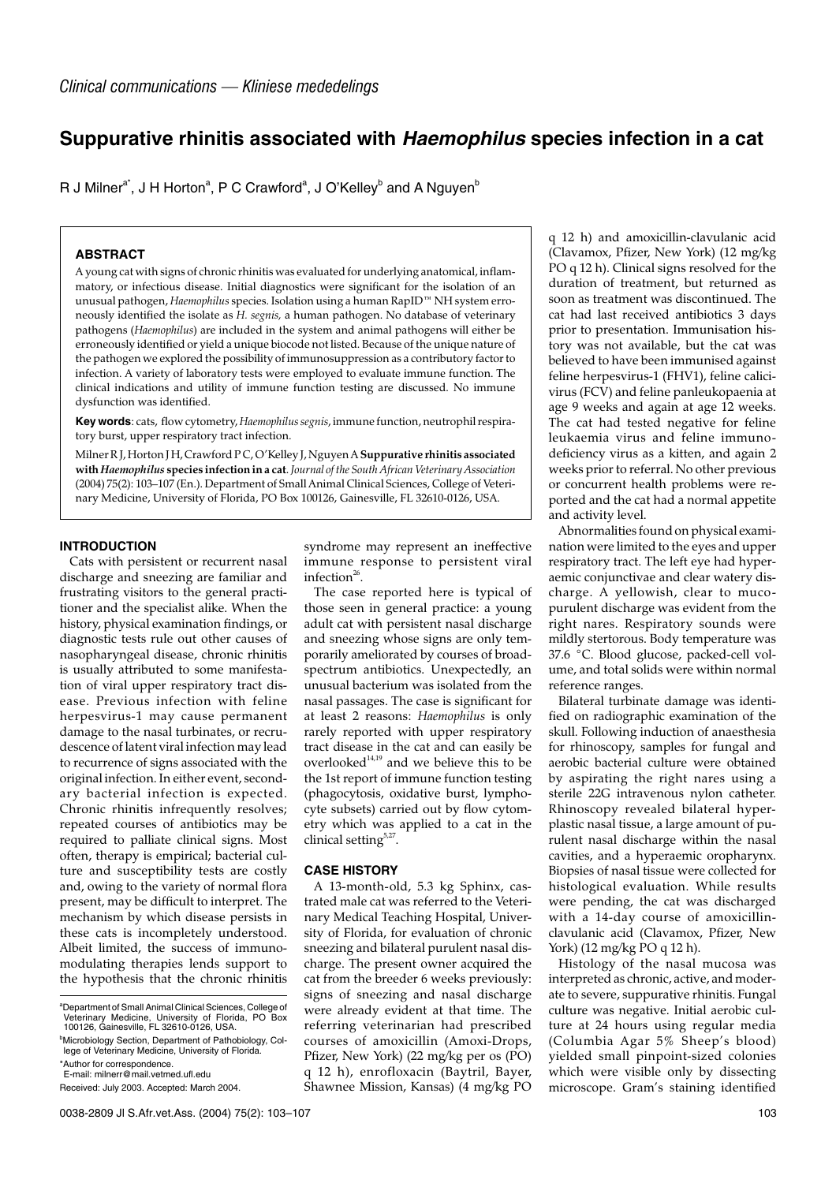*Clinical communications — Kliniese mededelings*

# Suppurative rhinitis associated with *Haemophilus* species infection in a cat

R J Milner[a*], J H Horton[a], P C Crawford[a], J O'Kelley[b] and A Nguyen[b]

### ABSTRACT

A young cat with signs of chronic rhinitis was evaluated for underlying anatomical, inflammatory, or infectious disease. Initial diagnostics were significant for the isolation of an unusual pathogen, *Haemophilus* species. Isolation using a human RapID™ NH system erroneously identified the isolate as *H. segnis,* a human pathogen. No database of veterinary pathogens (*Haemophilus*) are included in the system and animal pathogens will either be erroneously identified or yield a unique biocode not listed. Because of the unique nature of the pathogen we explored the possibility of immunosuppression as a contributory factor to infection. A variety of laboratory tests were employed to evaluate immune function. The clinical indications and utility of immune function testing are discussed. No immune dysfunction was identified.

**Key words**: cats, flow cytometry, *Haemophilus segnis*, immune function, neutrophil respiratory burst, upper respiratory tract infection.

Milner R J, Horton J H, Crawford P C, O'Kelley J, Nguyen A **Suppurative rhinitis associated with *Haemophilus* species infection in a cat**. *Journal of the South African Veterinary Association* (2004) 75(2): 103–107 (En.). Department of Small Animal Clinical Sciences, College of Veterinary Medicine, University of Florida, PO Box 100126, Gainesville, FL 32610-0126, USA.

## INTRODUCTION

Cats with persistent or recurrent nasal discharge and sneezing are familiar and frustrating visitors to the general practitioner and the specialist alike. When the history, physical examination findings, or diagnostic tests rule out other causes of nasopharyngeal disease, chronic rhinitis is usually attributed to some manifestation of viral upper respiratory tract disease. Previous infection with feline herpesvirus-1 may cause permanent damage to the nasal turbinates, or recrudescence of latent viral infection may lead to recurrence of signs associated with the original infection. In either event, secondary bacterial infection is expected. Chronic rhinitis infrequently resolves; repeated courses of antibiotics may be required to palliate clinical signs. Most often, therapy is empirical; bacterial culture and susceptibility tests are costly and, owing to the variety of normal flora present, may be difficult to interpret. The mechanism by which disease persists in these cats is incompletely understood. Albeit limited, the success of immunomodulating therapies lends support to the hypothesis that the chronic rhinitis syndrome may represent an ineffective immune response to persistent viral infection[26].

The case reported here is typical of those seen in general practice: a young adult cat with persistent nasal discharge and sneezing whose signs are only temporarily ameliorated by courses of broad-spectrum antibiotics. Unexpectedly, an unusual bacterium was isolated from the nasal passages. The case is significant for at least 2 reasons: *Haemophilus* is only rarely reported with upper respiratory tract disease in the cat and can easily be overlooked[14,19] and we believe this to be the 1st report of immune function testing (phagocytosis, oxidative burst, lymphocyte subsets) carried out by flow cytometry which was applied to a cat in the clinical setting[5,27].

## CASE HISTORY

A 13-month-old, 5.3 kg Sphinx, castrated male cat was referred to the Veterinary Medical Teaching Hospital, University of Florida, for evaluation of chronic sneezing and bilateral purulent nasal discharge. The present owner acquired the cat from the breeder 6 weeks previously: signs of sneezing and nasal discharge were already evident at that time. The referring veterinarian had prescribed courses of amoxicillin (Amoxi-Drops, Pfizer, New York) (22 mg/kg per os (PO) q 12 h), enrofloxacin (Baytril, Bayer, Shawnee Mission, Kansas) (4 mg/kg PO q 12 h) and amoxicillin-clavulanic acid (Clavamox, Pfizer, New York) (12 mg/kg PO q 12 h). Clinical signs resolved for the duration of treatment, but returned as soon as treatment was discontinued. The cat had last received antibiotics 3 days prior to presentation. Immunisation history was not available, but the cat was believed to have been immunised against feline herpesvirus-1 (FHV1), feline calicivirus (FCV) and feline panleukopaenia at age 9 weeks and again at age 12 weeks. The cat had tested negative for feline leukaemia virus and feline immunodeficiency virus as a kitten, and again 2 weeks prior to referral. No other previous or concurrent health problems were reported and the cat had a normal appetite and activity level.

Abnormalities found on physical examination were limited to the eyes and upper respiratory tract. The left eye had hyperaemic conjunctivae and clear watery discharge. A yellowish, clear to mucopurulent discharge was evident from the right nares. Respiratory sounds were mildly stertorous. Body temperature was 37.6 °C. Blood glucose, packed-cell volume, and total solids were within normal reference ranges.

Bilateral turbinate damage was identified on radiographic examination of the skull. Following induction of anaesthesia for rhinoscopy, samples for fungal and aerobic bacterial culture were obtained by aspirating the right nares using a sterile 22G intravenous nylon catheter. Rhinoscopy revealed bilateral hyperplastic nasal tissue, a large amount of purulent nasal discharge within the nasal cavities, and a hyperaemic oropharynx. Biopsies of nasal tissue were collected for histological evaluation. While results were pending, the cat was discharged with a 14-day course of amoxicillin-clavulanic acid (Clavamox, Pfizer, New York) (12 mg/kg PO q 12 h).

Histology of the nasal mucosa was interpreted as chronic, active, and moderate to severe, suppurative rhinitis. Fungal culture was negative. Initial aerobic culture at 24 hours using regular media (Columbia Agar 5% Sheep's blood) yielded small pinpoint-sized colonies which were visible only by dissecting microscope. Gram's staining identified

[a]Department of Small Animal Clinical Sciences, College of Veterinary Medicine, University of Florida, PO Box 100126, Gainesville, FL 32610-0126, USA.

[b]Microbiology Section, Department of Pathobiology, College of Veterinary Medicine, University of Florida.

*Author for correspondence.
E-mail: milnerr@mail.vetmed.ufl.edu

Received: July 2003. Accepted: March 2004.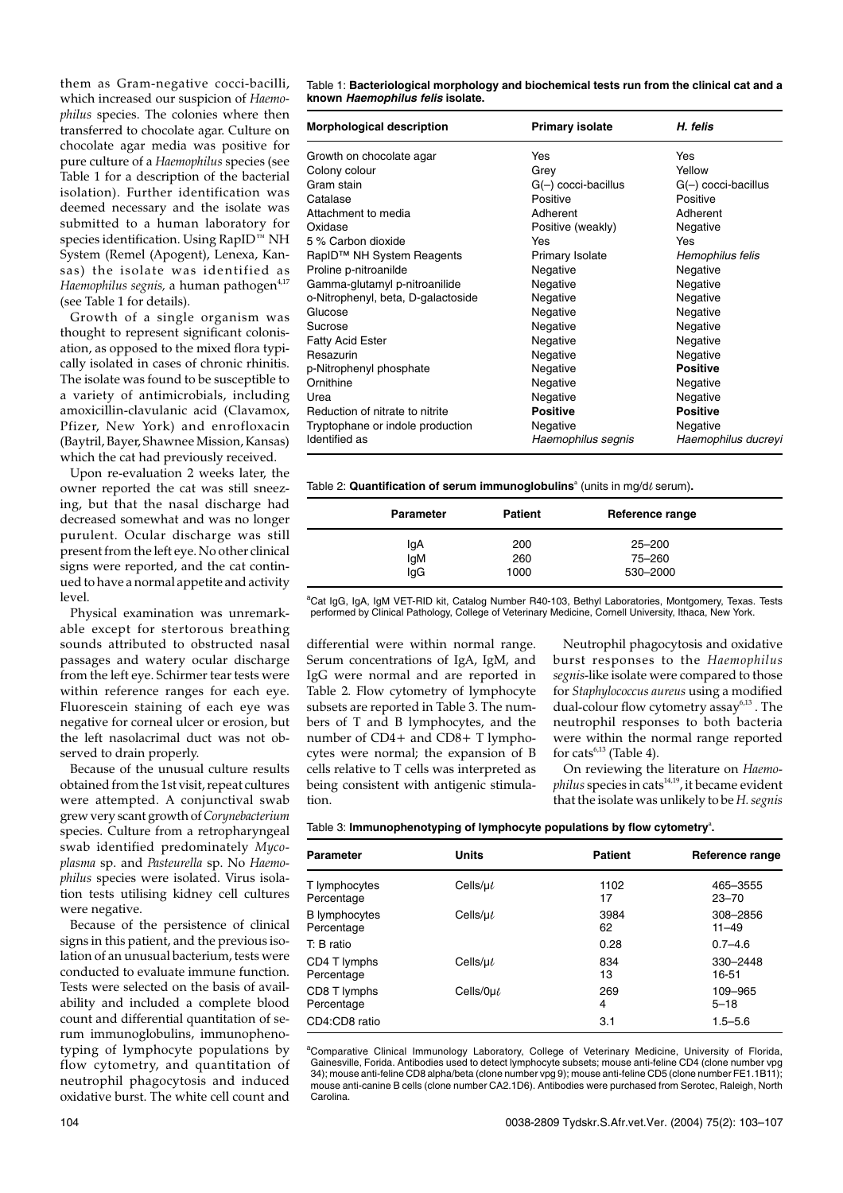them as Gram-negative cocci-bacilli, which increased our suspicion of *Haemophilus* species. The colonies where then transferred to chocolate agar. Culture on chocolate agar media was positive for pure culture of a *Haemophilus* species (see Table 1 for a description of the bacterial isolation). Further identification was deemed necessary and the isolate was submitted to a human laboratory for species identification. Using RapID™ NH System (Remel (Apogent), Lenexa, Kansas) the isolate was identified as *Haemophilus segnis,* a human pathogen[4,17] (see Table 1 for details).

Growth of a single organism was thought to represent significant colonisation, as opposed to the mixed flora typically isolated in cases of chronic rhinitis. The isolate was found to be susceptible to a variety of antimicrobials, including amoxicillin-clavulanic acid (Clavamox, Pfizer, New York) and enrofloxacin (Baytril, Bayer, Shawnee Mission, Kansas) which the cat had previously received.

Upon re-evaluation 2 weeks later, the owner reported the cat was still sneezing, but that the nasal discharge had decreased somewhat and was no longer purulent. Ocular discharge was still present from the left eye. No other clinical signs were reported, and the cat continued to have a normal appetite and activity level.

Physical examination was unremarkable except for stertorous breathing sounds attributed to obstructed nasal passages and watery ocular discharge from the left eye. Schirmer tear tests were within reference ranges for each eye. Fluorescein staining of each eye was negative for corneal ulcer or erosion, but the left nasolacrimal duct was not observed to drain properly.

Because of the unusual culture results obtained from the 1st visit, repeat cultures were attempted. A conjunctival swab grew very scant growth of *Corynebacterium* species. Culture from a retropharyngeal swab identified predominately *Mycoplasma* sp. and *Pasteurella* sp. No *Haemophilus* species were isolated. Virus isolation tests utilising kidney cell cultures were negative.

Because of the persistence of clinical signs in this patient, and the previous isolation of an unusual bacterium, tests were conducted to evaluate immune function. Tests were selected on the basis of availability and included a complete blood count and differential quantitation of serum immunoglobulins, immunophenotyping of lymphocyte populations by flow cytometry, and quantitation of neutrophil phagocytosis and induced oxidative burst. The white cell count and differential were within normal range. Serum concentrations of IgA, IgM, and IgG were normal and are reported in Table 2. Flow cytometry of lymphocyte subsets are reported in Table 3. The numbers of T and B lymphocytes, and the number of CD4+ and CD8+ T lymphocytes were normal; the expansion of B cells relative to T cells was interpreted as being consistent with antigenic stimulation.

Neutrophil phagocytosis and oxidative burst responses to the *Haemophilus segnis*-like isolate were compared to those for *Staphylococcus aureus* using a modified dual-colour flow cytometry assay[6,13]. The neutrophil responses to both bacteria were within the normal range reported for cats[6,13] (Table 4).

On reviewing the literature on *Haemophilus* species in cats[14,19], it became evident that the isolate was unlikely to be *H. segnis*

Table 1: **Bacteriological morphology and biochemical tests run from the clinical cat and a known *Haemophilus felis* isolate.**

| Morphological description | Primary isolate | *H. felis* |
|---|---|---|
| Growth on chocolate agar | Yes | Yes |
| Colony colour | Grey | Yellow |
| Gram stain | G(–) cocci-bacillus | G(–) cocci-bacillus |
| Catalase | Positive | Positive |
| Attachment to media | Adherent | Adherent |
| Oxidase | Positive (weakly) | Negative |
| 5 % Carbon dioxide | Yes | Yes |
| RapID™ NH System Reagents | Primary Isolate | *Hemophilus felis* |
| Proline p-nitroanilde | Negative | Negative |
| Gamma-glutamyl p-nitroanilide | Negative | Negative |
| o-Nitrophenyl, beta, D-galactoside | Negative | Negative |
| Glucose | Negative | Negative |
| Sucrose | Negative | Negative |
| Fatty Acid Ester | Negative | Negative |
| Resazurin | Negative | Negative |
| p-Nitrophenyl phosphate | Negative | **Positive** |
| Ornithine | Negative | Negative |
| Urea | Negative | Negative |
| Reduction of nitrate to nitrite | **Positive** | **Positive** |
| Tryptophane or indole production | Negative | Negative |
| Identified as | *Haemophilus segnis* | *Haemophilus ducreyi* |

Table 2: **Quantification of serum immunoglobulins**[a] (units in mg/dℓ serum)**.**

| Parameter | Patient | Reference range |
|---|---|---|
| IgA | 200 | 25–200 |
| IgM | 260 | 75–260 |
| IgG | 1000 | 530–2000 |

[a]Cat IgG, IgA, IgM VET-RID kit, Catalog Number R40-103, Bethyl Laboratories, Montgomery, Texas. Tests performed by Clinical Pathology, College of Veterinary Medicine, Cornell University, Ithaca, New York.

Table 3: **Immunophenotyping of lymphocyte populations by flow cytometry**[a]**.**

| Parameter | Units | Patient | Reference range |
|---|---|---|---|
| T lymphocytes | Cells/μℓ | 1102 | 465–3555 |
| Percentage | | 17 | 23–70 |
| B lymphocytes | Cells/μℓ | 3984 | 308–2856 |
| Percentage | | 62 | 11–49 |
| T: B ratio | | 0.28 | 0.7–4.6 |
| CD4 T lymphs | Cells/μℓ | 834 | 330–2448 |
| Percentage | | 13 | 16-51 |
| CD8 T lymphs | Cells/0μℓ | 269 | 109–965 |
| Percentage | | 4 | 5–18 |
| CD4:CD8 ratio | | 3.1 | 1.5–5.6 |

[a]Comparative Clinical Immunology Laboratory, College of Veterinary Medicine, University of Florida, Gainesville, Forida. Antibodies used to detect lymphocyte subsets; mouse anti-feline CD4 (clone number vpg 34); mouse anti-feline CD8 alpha/beta (clone number vpg 9); mouse anti-feline CD5 (clone number FE1.1B11); mouse anti-canine B cells (clone number CA2.1D6). Antibodies were purchased from Serotec, Raleigh, North Carolina.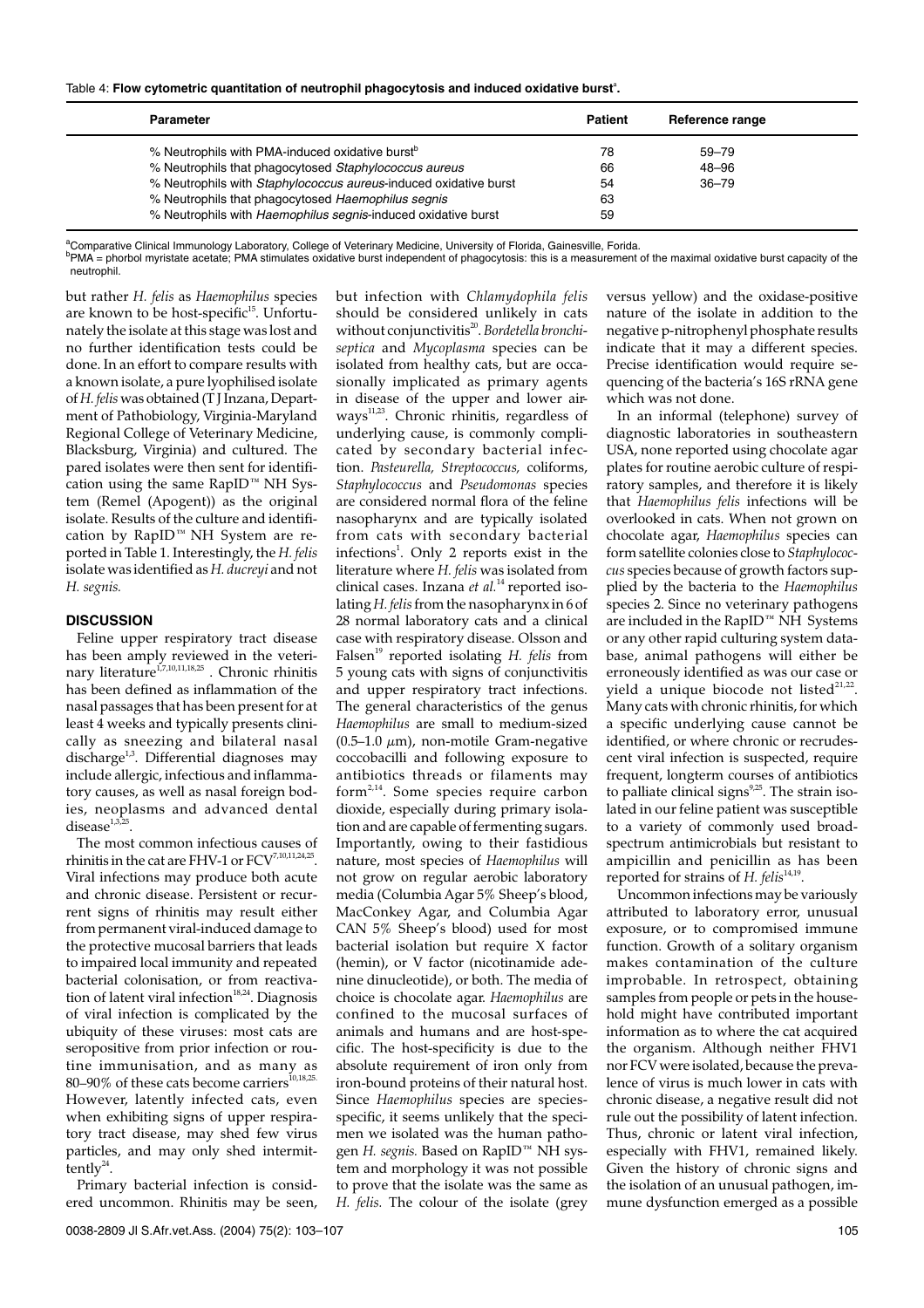Table 4: **Flow cytometric quantitation of neutrophil phagocytosis and induced oxidative burst[a].**

| Parameter | Patient | Reference range |
|---|---|---|
| % Neutrophils with PMA-induced oxidative burst[b] | 78 | 59–79 |
| % Neutrophils that phagocytosed *Staphylococcus aureus* | 66 | 48–96 |
| % Neutrophils with *Staphylococcus aureus*-induced oxidative burst | 54 | 36–79 |
| % Neutrophils that phagocytosed *Haemophilus segnis* | 63 | |
| % Neutrophils with *Haemophilus segnis*-induced oxidative burst | 59 | |

[a]Comparative Clinical Immunology Laboratory, College of Veterinary Medicine, University of Florida, Gainesville, Forida.
[b]PMA = phorbol myristate acetate; PMA stimulates oxidative burst independent of phagocytosis: this is a measurement of the maximal oxidative burst capacity of the neutrophil.

but rather *H. felis* as *Haemophilus* species are known to be host-specific[15]. Unfortunately the isolate at this stage was lost and no further identification tests could be done. In an effort to compare results with a known isolate, a pure lyophilised isolate of *H. felis* was obtained (T J Inzana, Department of Pathobiology, Virginia-Maryland Regional College of Veterinary Medicine, Blacksburg, Virginia) and cultured. The pared isolates were then sent for identification using the same RapID™ NH System (Remel (Apogent)) as the original isolate. Results of the culture and identification by RapID™ NH System are reported in Table 1. Interestingly, the *H. felis* isolate was identified as *H. ducreyi* and not *H. segnis.*

## DISCUSSION

Feline upper respiratory tract disease has been amply reviewed in the veterinary literature[1,7,10,11,18,25]. Chronic rhinitis has been defined as inflammation of the nasal passages that has been present for at least 4 weeks and typically presents clinically as sneezing and bilateral nasal discharge[1,3]. Differential diagnoses may include allergic, infectious and inflammatory causes, as well as nasal foreign bodies, neoplasms and advanced dental disease[1,3,25].

The most common infectious causes of rhinitis in the cat are FHV-1 or FCV[7,10,11,24,25]. Viral infections may produce both acute and chronic disease. Persistent or recurrent signs of rhinitis may result either from permanent viral-induced damage to the protective mucosal barriers that leads to impaired local immunity and repeated bacterial colonisation, or from reactivation of latent viral infection[18,24]. Diagnosis of viral infection is complicated by the ubiquity of these viruses: most cats are seropositive from prior infection or routine immunisation, and as many as 80–90% of these cats become carriers[10,18,25]. However, latently infected cats, even when exhibiting signs of upper respiratory tract disease, may shed few virus particles, and may only shed intermittently[24].

Primary bacterial infection is considered uncommon. Rhinitis may be seen, but infection with *Chlamydophila felis* should be considered unlikely in cats without conjunctivitis[20]. *Bordetella bronchiseptica* and *Mycoplasma* species can be isolated from healthy cats, but are occasionally implicated as primary agents in disease of the upper and lower airways[11,23]. Chronic rhinitis, regardless of underlying cause, is commonly complicated by secondary bacterial infection. *Pasteurella, Streptococcus,* coliforms, *Staphylococcus* and *Pseudomonas* species are considered normal flora of the feline nasopharynx and are typically isolated from cats with secondary bacterial infections[1]. Only 2 reports exist in the literature where *H. felis* was isolated from clinical cases. Inzana *et al.*[14] reported isolating *H. felis* from the nasopharynx in 6 of 28 normal laboratory cats and a clinical case with respiratory disease. Olsson and Falsen[19] reported isolating *H. felis* from 5 young cats with signs of conjunctivitis and upper respiratory tract infections. The general characteristics of the genus *Haemophilus* are small to medium-sized (0.5–1.0 $\mu$m), non-motile Gram-negative coccobacilli and following exposure to antibiotics threads or filaments may form[2,14]. Some species require carbon dioxide, especially during primary isolation and are capable of fermenting sugars. Importantly, owing to their fastidious nature, most species of *Haemophilus* will not grow on regular aerobic laboratory media (Columbia Agar 5% Sheep's blood, MacConkey Agar, and Columbia Agar CAN 5% Sheep's blood) used for most bacterial isolation but require X factor (hemin), or V factor (nicotinamide adenine dinucleotide), or both. The media of choice is chocolate agar. *Haemophilus* are confined to the mucosal surfaces of animals and humans and are host-specific. The host-specificity is due to the absolute requirement of iron only from iron-bound proteins of their natural host. Since *Haemophilus* species are species-specific, it seems unlikely that the specimen we isolated was the human pathogen *H. segnis.* Based on RapID™ NH system and morphology it was not possible to prove that the isolate was the same as *H. felis.* The colour of the isolate (grey versus yellow) and the oxidase-positive nature of the isolate in addition to the negative p-nitrophenyl phosphate results indicate that it may a different species. Precise identification would require sequencing of the bacteria's 16S rRNA gene which was not done.

In an informal (telephone) survey of diagnostic laboratories in southeastern USA, none reported using chocolate agar plates for routine aerobic culture of respiratory samples, and therefore it is likely that *Haemophilus felis* infections will be overlooked in cats. When not grown on chocolate agar, *Haemophilus* species can form satellite colonies close to *Staphylococcus* species because of growth factors supplied by the bacteria to the *Haemophilus* species 2. Since no veterinary pathogens are included in the RapID™ NH Systems or any other rapid culturing system database, animal pathogens will either be erroneously identified as was our case or yield a unique biocode not listed[21,22]. Many cats with chronic rhinitis, for which a specific underlying cause cannot be identified, or where chronic or recrudescent viral infection is suspected, require frequent, longterm courses of antibiotics to palliate clinical signs[9,25]. The strain isolated in our feline patient was susceptible to a variety of commonly used broad-spectrum antimicrobials but resistant to ampicillin and penicillin as has been reported for strains of *H. felis*[14,19].

Uncommon infections may be variously attributed to laboratory error, unusual exposure, or to compromised immune function. Growth of a solitary organism makes contamination of the culture improbable. In retrospect, obtaining samples from people or pets in the household might have contributed important information as to where the cat acquired the organism. Although neither FHV1 nor FCV were isolated, because the prevalence of virus is much lower in cats with chronic disease, a negative result did not rule out the possibility of latent infection. Thus, chronic or latent viral infection, especially with FHV1, remained likely. Given the history of chronic signs and the isolation of an unusual pathogen, immune dysfunction emerged as a possible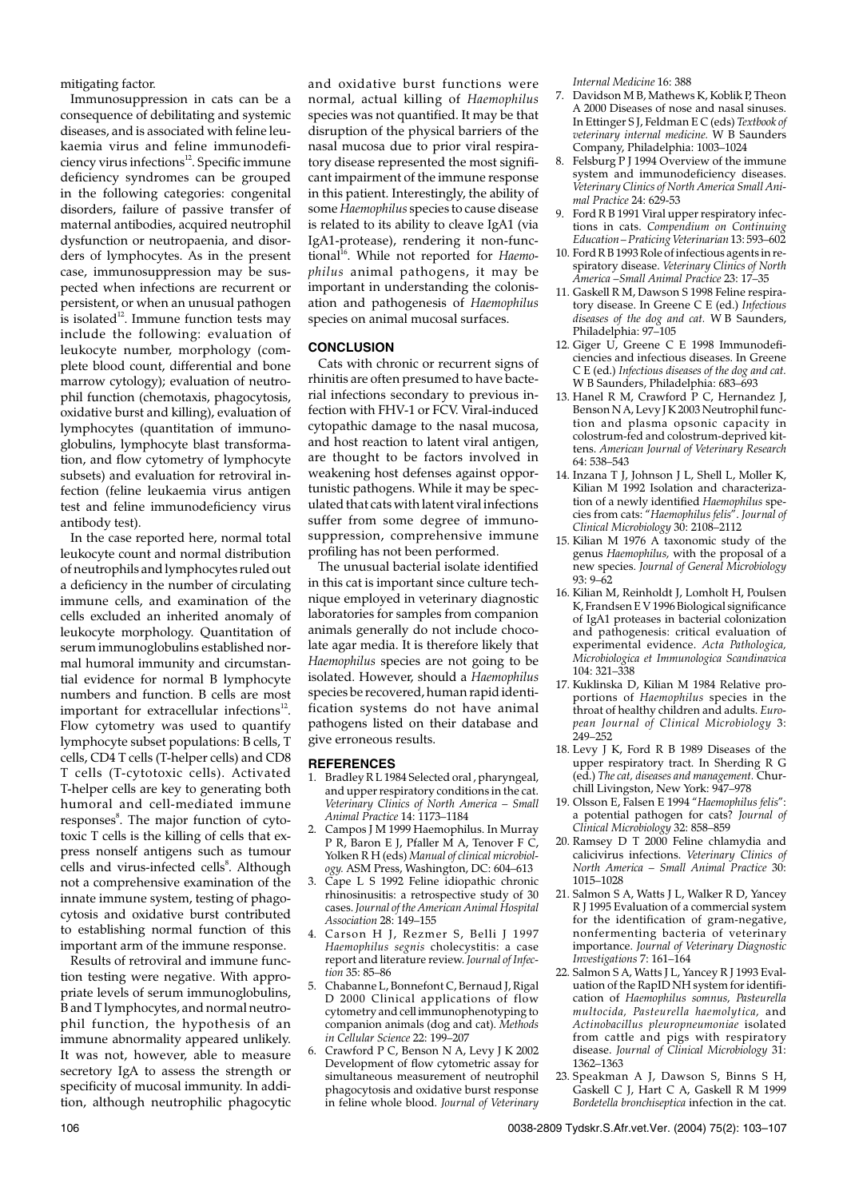mitigating factor.

Immunosuppression in cats can be a consequence of debilitating and systemic diseases, and is associated with feline leukaemia virus and feline immunodeficiency virus infections[12]. Specific immune deficiency syndromes can be grouped in the following categories: congenital disorders, failure of passive transfer of maternal antibodies, acquired neutrophil dysfunction or neutropaenia, and disorders of lymphocytes. As in the present case, immunosuppression may be suspected when infections are recurrent or persistent, or when an unusual pathogen is isolated[12]. Immune function tests may include the following: evaluation of leukocyte number, morphology (complete blood count, differential and bone marrow cytology); evaluation of neutrophil function (chemotaxis, phagocytosis, oxidative burst and killing), evaluation of lymphocytes (quantitation of immunoglobulins, lymphocyte blast transformation, and flow cytometry of lymphocyte subsets) and evaluation for retroviral infection (feline leukaemia virus antigen test and feline immunodeficiency virus antibody test).

In the case reported here, normal total leukocyte count and normal distribution of neutrophils and lymphocytes ruled out a deficiency in the number of circulating immune cells, and examination of the cells excluded an inherited anomaly of leukocyte morphology. Quantitation of serum immunoglobulins established normal humoral immunity and circumstantial evidence for normal B lymphocyte numbers and function. B cells are most important for extracellular infections[12]. Flow cytometry was used to quantify lymphocyte subset populations: B cells, T cells, CD4 T cells (T-helper cells) and CD8 T cells (T-cytotoxic cells). Activated T-helper cells are key to generating both humoral and cell-mediated immune responses[8]. The major function of cytotoxic T cells is the killing of cells that express nonself antigens such as tumour cells and virus-infected cells[8]. Although not a comprehensive examination of the innate immune system, testing of phagocytosis and oxidative burst contributed to establishing normal function of this important arm of the immune response.

Results of retroviral and immune function testing were negative. With appropriate levels of serum immunoglobulins, B and T lymphocytes, and normal neutrophil function, the hypothesis of an immune abnormality appeared unlikely. It was not, however, able to measure secretory IgA to assess the strength or specificity of mucosal immunity. In addition, although neutrophilic phagocytic and oxidative burst functions were normal, actual killing of *Haemophilus* species was not quantified. It may be that disruption of the physical barriers of the nasal mucosa due to prior viral respiratory disease represented the most significant impairment of the immune response in this patient. Interestingly, the ability of some *Haemophilus* species to cause disease is related to its ability to cleave IgA1 (via IgA1-protease), rendering it non-functional[16]. While not reported for *Haemophilus* animal pathogens, it may be important in understanding the colonisation and pathogenesis of *Haemophilus* species on animal mucosal surfaces.

## CONCLUSION

Cats with chronic or recurrent signs of rhinitis are often presumed to have bacterial infections secondary to previous infection with FHV-1 or FCV. Viral-induced cytopathic damage to the nasal mucosa, and host reaction to latent viral antigen, are thought to be factors involved in weakening host defenses against opportunistic pathogens. While it may be speculated that cats with latent viral infections suffer from some degree of immunosuppression, comprehensive immune profiling has not been performed.

The unusual bacterial isolate identified in this cat is important since culture technique employed in veterinary diagnostic laboratories for samples from companion animals generally do not include chocolate agar media. It is therefore likely that *Haemophilus* species are not going to be isolated. However, should a *Haemophilus* species be recovered, human rapid identification systems do not have animal pathogens listed on their database and give erroneous results.

## REFERENCES

1. Bradley R L 1984 Selected oral , pharyngeal, and upper respiratory conditions in the cat. *Veterinary Clinics of North America – Small Animal Practice* 14: 1173–1184
2. Campos J M 1999 Haemophilus. In Murray P R, Baron E J, Pfaller M A, Tenover F C, Yolken R H (eds) *Manual of clinical microbiology.* ASM Press, Washington, DC: 604–613
3. Cape L S 1992 Feline idiopathic chronic rhinosinusitis: a retrospective study of 30 cases. *Journal of the American Animal Hospital Association* 28: 149–155
4. Carson H J, Rezmer S, Belli J 1997 *Haemophilus segnis* cholecystitis: a case report and literature review. *Journal of Infection* 35: 85–86
5. Chabanne L, Bonnefont C, Bernaud J, Rigal D 2000 Clinical applications of flow cytometry and cell immunophenotyping to companion animals (dog and cat). *Methods in Cellular Science* 22: 199–207
6. Crawford P C, Benson N A, Levy J K 2002 Development of flow cytometric assay for simultaneous measurement of neutrophil phagocytosis and oxidative burst response in feline whole blood. *Journal of Veterinary Internal Medicine* 16: 388
7. Davidson M B, Mathews K, Koblik P, Theon A 2000 Diseases of nose and nasal sinuses. In Ettinger S J, Feldman E C (eds) *Textbook of veterinary internal medicine.* W B Saunders Company, Philadelphia: 1003–1024
8. Felsburg P J 1994 Overview of the immune system and immunodeficiency diseases. *Veterinary Clinics of North America Small Animal Practice* 24: 629-53
9. Ford R B 1991 Viral upper respiratory infections in cats. *Compendium on Continuing Education – Praticing Veterinarian* 13: 593–602
10. Ford R B 1993 Role of infectious agents in respiratory disease. *Veterinary Clinics of North America –Small Animal Practice* 23: 17–35
11. Gaskell R M, Dawson S 1998 Feline respiratory disease. In Greene C E (ed.) *Infectious diseases of the dog and cat.* W B Saunders, Philadelphia: 97–105
12. Giger U, Greene C E 1998 Immunodeficiencies and infectious diseases. In Greene C E (ed.) *Infectious diseases of the dog and cat.* W B Saunders, Philadelphia: 683–693
13. Hanel R M, Crawford P C, Hernandez J, Benson N A, Levy J K 2003 Neutrophil function and plasma opsonic capacity in colostrum-fed and colostrum-deprived kittens. *American Journal of Veterinary Research* 64: 538–543
14. Inzana T J, Johnson J L, Shell L, Moller K, Kilian M 1992 Isolation and characterization of a newly identified *Haemophilus* species from cats: "*Haemophilus felis*". *Journal of Clinical Microbiology* 30: 2108–2112
15. Kilian M 1976 A taxonomic study of the genus *Haemophilus,* with the proposal of a new species. *Journal of General Microbiology* 93: 9–62
16. Kilian M, Reinholdt J, Lomholt H, Poulsen K, Frandsen E V 1996 Biological significance of IgA1 proteases in bacterial colonization and pathogenesis: critical evaluation of experimental evidence. *Acta Pathologica, Microbiologica et Immunologica Scandinavica* 104: 321–338
17. Kuklinska D, Kilian M 1984 Relative proportions of *Haemophilus* species in the throat of healthy children and adults. *European Journal of Clinical Microbiology* 3: 249–252
18. Levy J K, Ford R B 1989 Diseases of the upper respiratory tract. In Sherding R G (ed.) *The cat, diseases and management.* Churchill Livingston, New York: 947–978
19. Olsson E, Falsen E 1994 "*Haemophilus felis*": a potential pathogen for cats? *Journal of Clinical Microbiology* 32: 858–859
20. Ramsey D T 2000 Feline chlamydia and calicivirus infections. *Veterinary Clinics of North America – Small Animal Practice* 30: 1015–1028
21. Salmon S A, Watts J L, Walker R D, Yancey R J 1995 Evaluation of a commercial system for the identification of gram-negative, nonfermenting bacteria of veterinary importance. *Journal of Veterinary Diagnostic Investigations* 7: 161–164
22. Salmon S A, Watts J L, Yancey R J 1993 Evaluation of the RapID NH system for identification of *Haemophilus somnus, Pasteurella multocida, Pasteurella haemolytica,* and *Actinobacillus pleuropneumoniae* isolated from cattle and pigs with respiratory disease. *Journal of Clinical Microbiology* 31: 1362–1363
23. Speakman A J, Dawson S, Binns S H, Gaskell C J, Hart C A, Gaskell R M 1999 *Bordetella bronchiseptica* infection in the cat.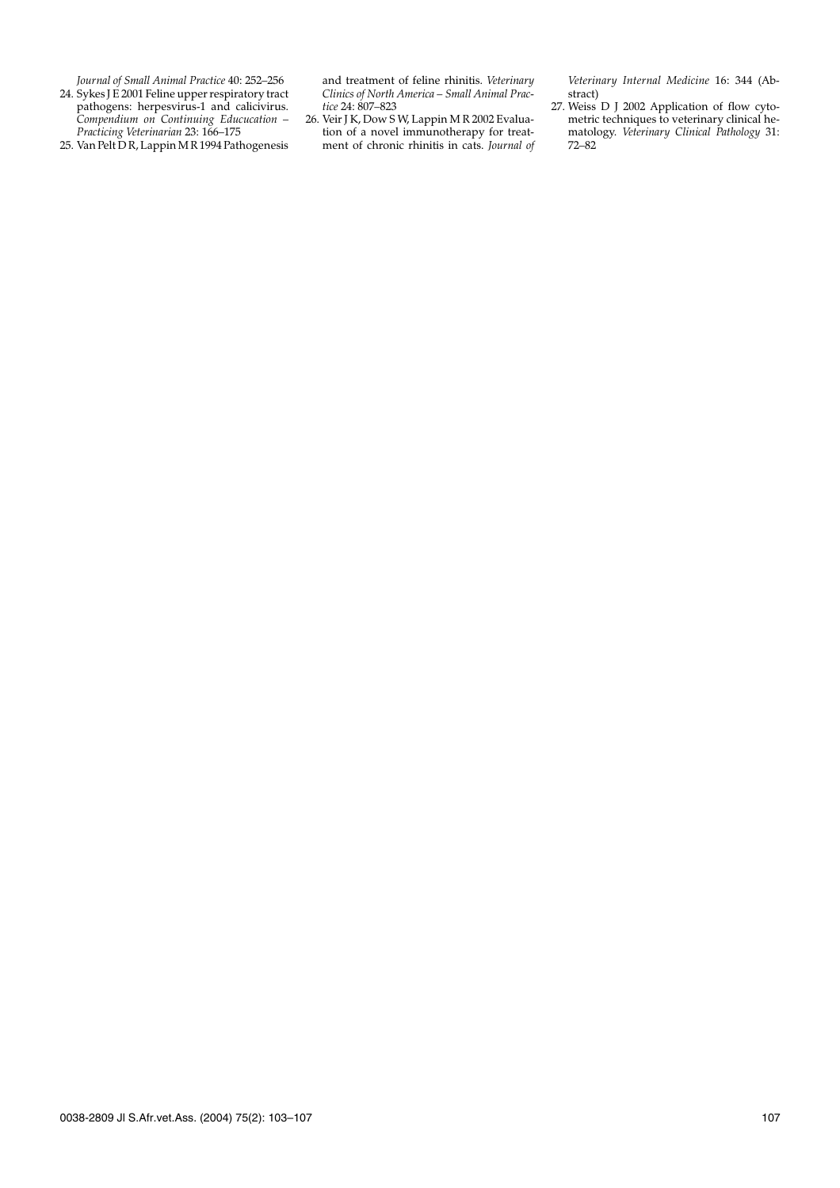*Journal of Small Animal Practice* 40: 252–256

24. Sykes J E 2001 Feline upper respiratory tract pathogens: herpesvirus-1 and calicivirus. *Compendium on Continuing Educucation – Practicing Veterinarian* 23: 166–175
25. Van Pelt D R, Lappin M R 1994 Pathogenesis and treatment of feline rhinitis. *Veterinary Clinics of North America – Small Animal Practice* 24: 807–823
26. Veir J K, Dow S W, Lappin M R 2002 Evaluation of a novel immunotherapy for treatment of chronic rhinitis in cats. *Journal of Veterinary Internal Medicine* 16: 344 (Abstract)
27. Weiss D J 2002 Application of flow cytometric techniques to veterinary clinical hematology. *Veterinary Clinical Pathology* 31: 72–82